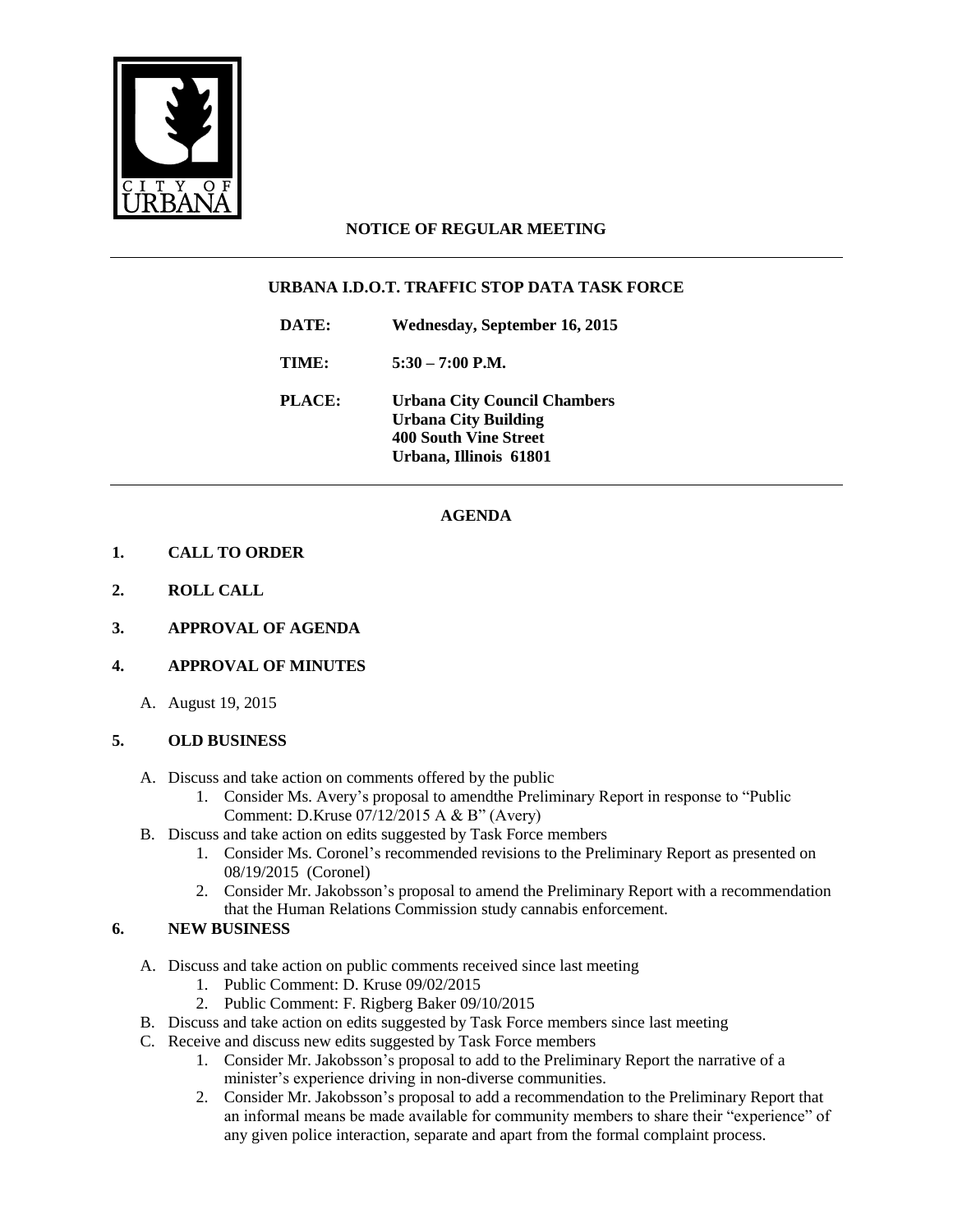CITY OF URBANA

## NOTICE OF REGULAR MEETING

### URBANA I.D.O.T. TRAFFIC STOP DATA TASK FORCE

**DATE:** Wednesday, September 16, 2015

**TIME:** 5:30 – 7:00 P.M.

**PLACE:** Urbana City Council Chambers
Urbana City Building
400 South Vine Street
Urbana, Illinois 61801

## AGENDA

**1. CALL TO ORDER**

**2. ROLL CALL**

**3. APPROVAL OF AGENDA**

**4. APPROVAL OF MINUTES**

A. August 19, 2015

**5. OLD BUSINESS**

A. Discuss and take action on comments offered by the public
   1. Consider Ms. Avery's proposal to amendthe Preliminary Report in response to "Public Comment: D.Kruse 07/12/2015 A & B" (Avery)

B. Discuss and take action on edits suggested by Task Force members
   1. Consider Ms. Coronel's recommended revisions to the Preliminary Report as presented on 08/19/2015 (Coronel)
   2. Consider Mr. Jakobsson's proposal to amend the Preliminary Report with a recommendation that the Human Relations Commission study cannabis enforcement.

**6. NEW BUSINESS**

A. Discuss and take action on public comments received since last meeting
   1. Public Comment: D. Kruse 09/02/2015
   2. Public Comment: F. Rigberg Baker 09/10/2015

B. Discuss and take action on edits suggested by Task Force members since last meeting

C. Receive and discuss new edits suggested by Task Force members
   1. Consider Mr. Jakobsson's proposal to add to the Preliminary Report the narrative of a minister's experience driving in non-diverse communities.
   2. Consider Mr. Jakobsson's proposal to add a recommendation to the Preliminary Report that an informal means be made available for community members to share their "experience" of any given police interaction, separate and apart from the formal complaint process.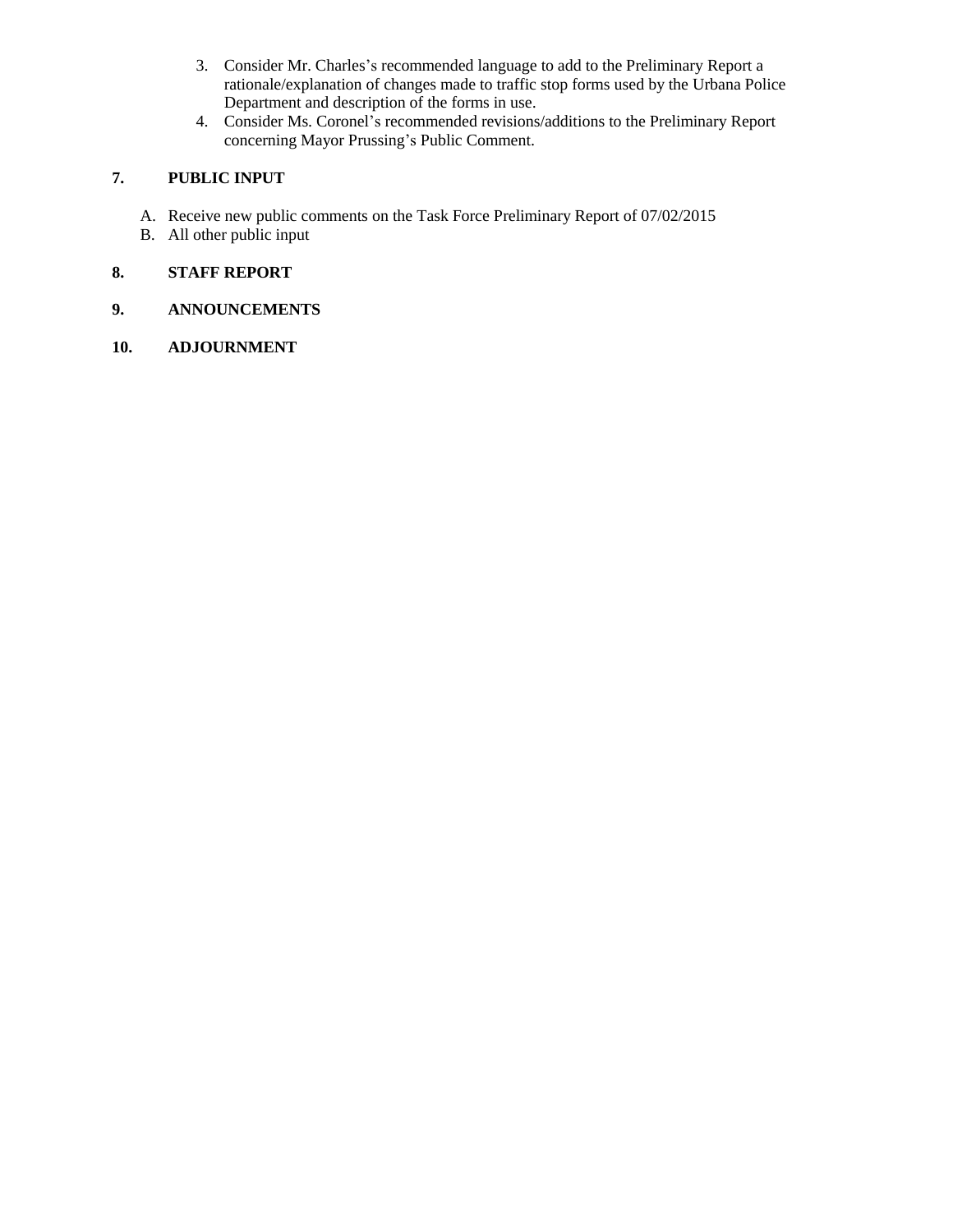3. Consider Mr. Charles's recommended language to add to the Preliminary Report a rationale/explanation of changes made to traffic stop forms used by the Urbana Police Department and description of the forms in use.
4. Consider Ms. Coronel's recommended revisions/additions to the Preliminary Report concerning Mayor Prussing's Public Comment.

**7. PUBLIC INPUT**

A. Receive new public comments on the Task Force Preliminary Report of 07/02/2015
B. All other public input

**8. STAFF REPORT**

**9. ANNOUNCEMENTS**

**10. ADJOURNMENT**